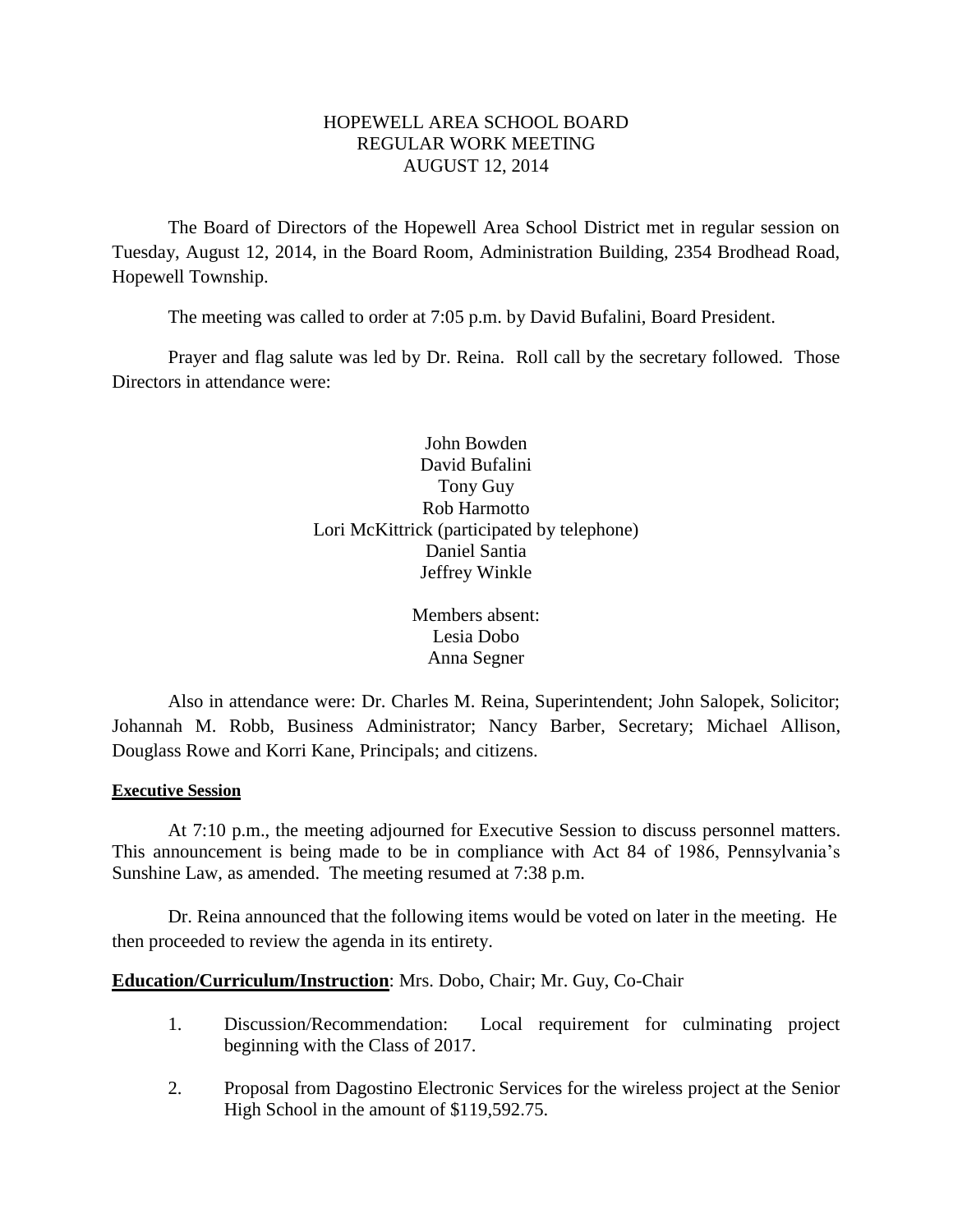# HOPEWELL AREA SCHOOL BOARD
## REGULAR WORK MEETING
## AUGUST 12, 2014

The Board of Directors of the Hopewell Area School District met in regular session on Tuesday, August 12, 2014, in the Board Room, Administration Building, 2354 Brodhead Road, Hopewell Township.

The meeting was called to order at 7:05 p.m. by David Bufalini, Board President.

Prayer and flag salute was led by Dr. Reina. Roll call by the secretary followed. Those Directors in attendance were:

John Bowden
David Bufalini
Tony Guy
Rob Harmotto
Lori McKittrick (participated by telephone)
Daniel Santia
Jeffrey Winkle

Members absent:
Lesia Dobo
Anna Segner

Also in attendance were: Dr. Charles M. Reina, Superintendent; John Salopek, Solicitor; Johannah M. Robb, Business Administrator; Nancy Barber, Secretary; Michael Allison, Douglass Rowe and Korri Kane, Principals; and citizens.

**Executive Session**

At 7:10 p.m., the meeting adjourned for Executive Session to discuss personnel matters. This announcement is being made to be in compliance with Act 84 of 1986, Pennsylvania's Sunshine Law, as amended. The meeting resumed at 7:38 p.m.

Dr. Reina announced that the following items would be voted on later in the meeting. He then proceeded to review the agenda in its entirety.

**Education/Curriculum/Instruction**: Mrs. Dobo, Chair; Mr. Guy, Co-Chair

1. Discussion/Recommendation: Local requirement for culminating project beginning with the Class of 2017.
2. Proposal from Dagostino Electronic Services for the wireless project at the Senior High School in the amount of $119,592.75.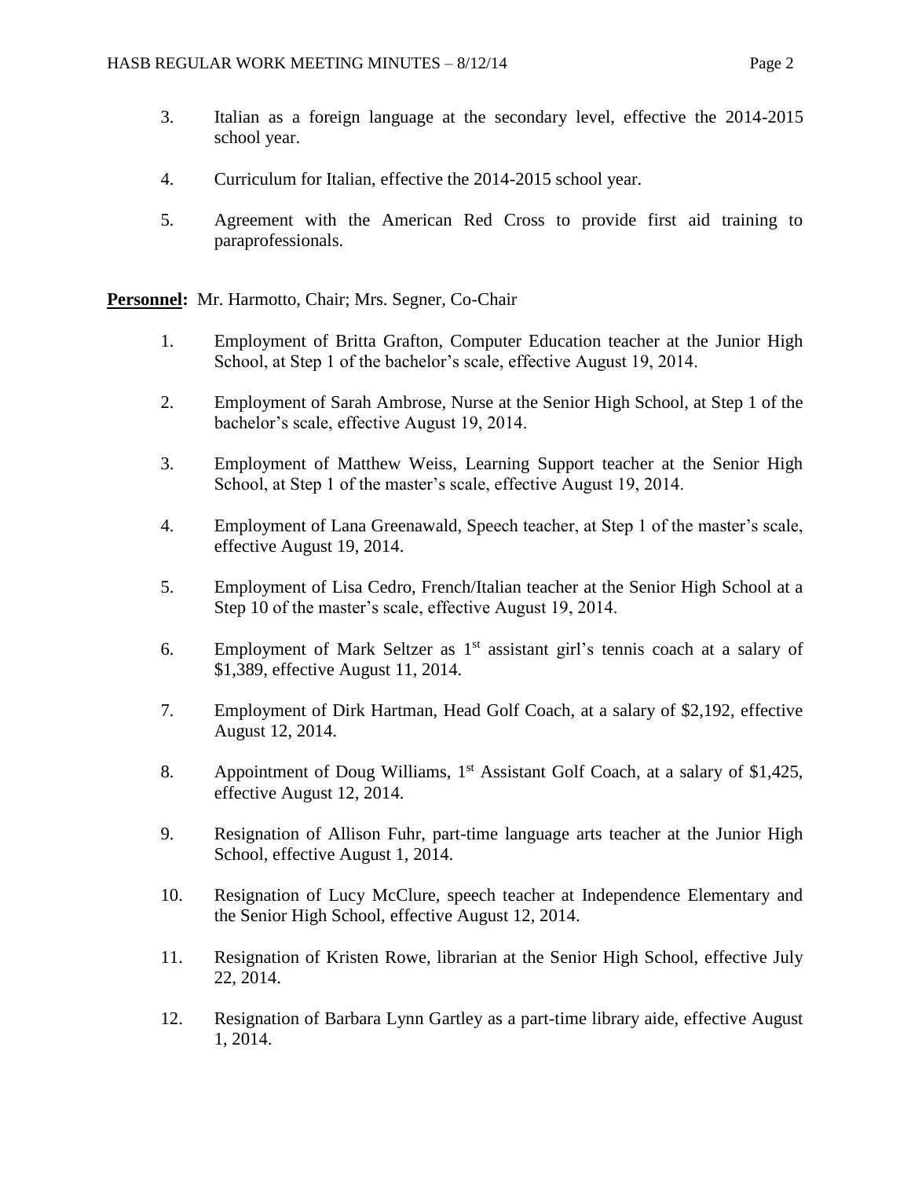3. Italian as a foreign language at the secondary level, effective the 2014-2015 school year.

4. Curriculum for Italian, effective the 2014-2015 school year.

5. Agreement with the American Red Cross to provide first aid training to paraprofessionals.

**Personnel:** Mr. Harmotto, Chair; Mrs. Segner, Co-Chair

1. Employment of Britta Grafton, Computer Education teacher at the Junior High School, at Step 1 of the bachelor's scale, effective August 19, 2014.

2. Employment of Sarah Ambrose, Nurse at the Senior High School, at Step 1 of the bachelor's scale, effective August 19, 2014.

3. Employment of Matthew Weiss, Learning Support teacher at the Senior High School, at Step 1 of the master's scale, effective August 19, 2014.

4. Employment of Lana Greenawald, Speech teacher, at Step 1 of the master's scale, effective August 19, 2014.

5. Employment of Lisa Cedro, French/Italian teacher at the Senior High School at a Step 10 of the master's scale, effective August 19, 2014.

6. Employment of Mark Seltzer as 1st assistant girl's tennis coach at a salary of $1,389, effective August 11, 2014.

7. Employment of Dirk Hartman, Head Golf Coach, at a salary of $2,192, effective August 12, 2014.

8. Appointment of Doug Williams, 1st Assistant Golf Coach, at a salary of $1,425, effective August 12, 2014.

9. Resignation of Allison Fuhr, part-time language arts teacher at the Junior High School, effective August 1, 2014.

10. Resignation of Lucy McClure, speech teacher at Independence Elementary and the Senior High School, effective August 12, 2014.

11. Resignation of Kristen Rowe, librarian at the Senior High School, effective July 22, 2014.

12. Resignation of Barbara Lynn Gartley as a part-time library aide, effective August 1, 2014.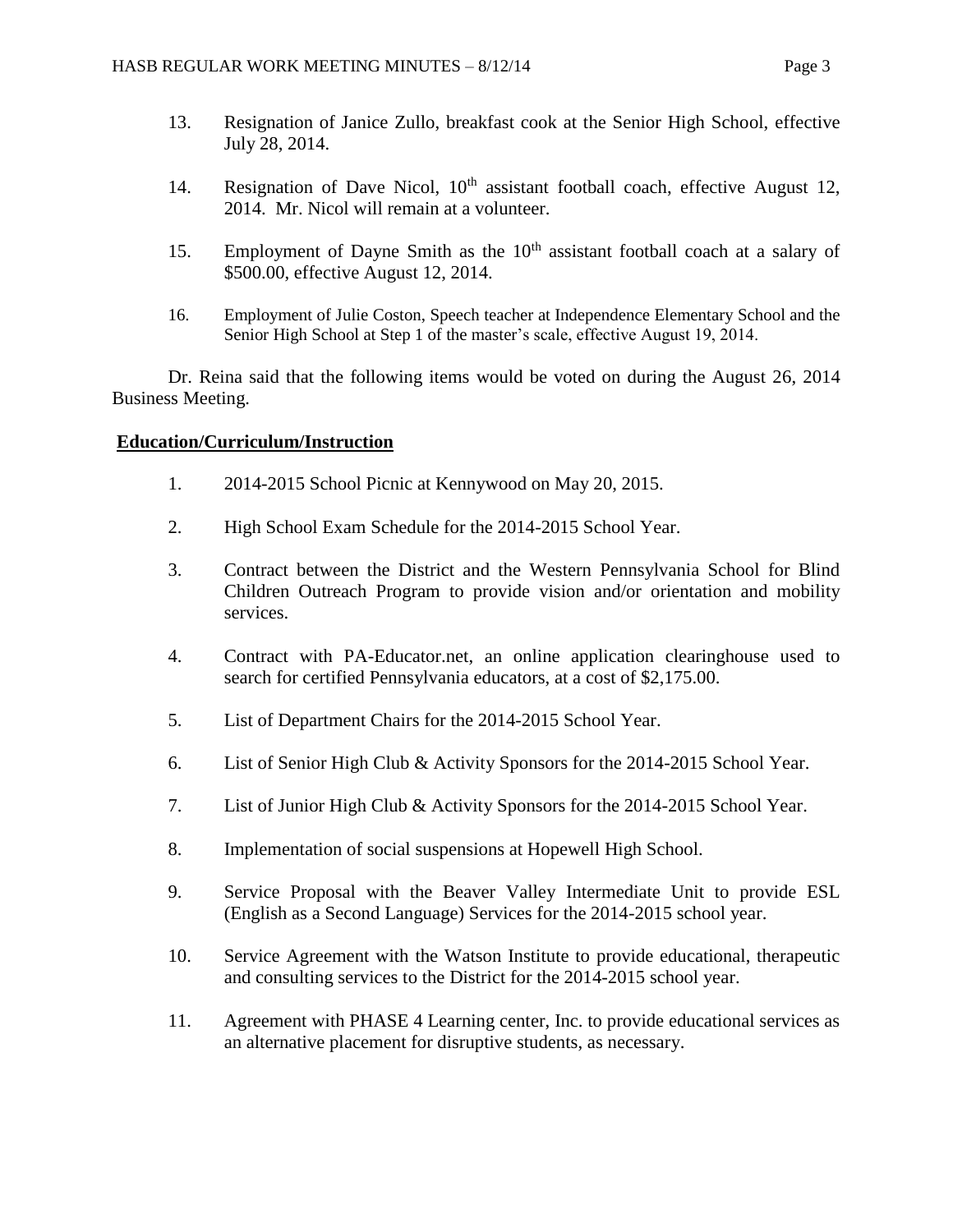13. Resignation of Janice Zullo, breakfast cook at the Senior High School, effective July 28, 2014.

14. Resignation of Dave Nicol, 10th assistant football coach, effective August 12, 2014. Mr. Nicol will remain at a volunteer.

15. Employment of Dayne Smith as the 10th assistant football coach at a salary of $500.00, effective August 12, 2014.

16. Employment of Julie Coston, Speech teacher at Independence Elementary School and the Senior High School at Step 1 of the master's scale, effective August 19, 2014.

Dr. Reina said that the following items would be voted on during the August 26, 2014 Business Meeting.

**Education/Curriculum/Instruction**

1. 2014-2015 School Picnic at Kennywood on May 20, 2015.

2. High School Exam Schedule for the 2014-2015 School Year.

3. Contract between the District and the Western Pennsylvania School for Blind Children Outreach Program to provide vision and/or orientation and mobility services.

4. Contract with PA-Educator.net, an online application clearinghouse used to search for certified Pennsylvania educators, at a cost of $2,175.00.

5. List of Department Chairs for the 2014-2015 School Year.

6. List of Senior High Club & Activity Sponsors for the 2014-2015 School Year.

7. List of Junior High Club & Activity Sponsors for the 2014-2015 School Year.

8. Implementation of social suspensions at Hopewell High School.

9. Service Proposal with the Beaver Valley Intermediate Unit to provide ESL (English as a Second Language) Services for the 2014-2015 school year.

10. Service Agreement with the Watson Institute to provide educational, therapeutic and consulting services to the District for the 2014-2015 school year.

11. Agreement with PHASE 4 Learning center, Inc. to provide educational services as an alternative placement for disruptive students, as necessary.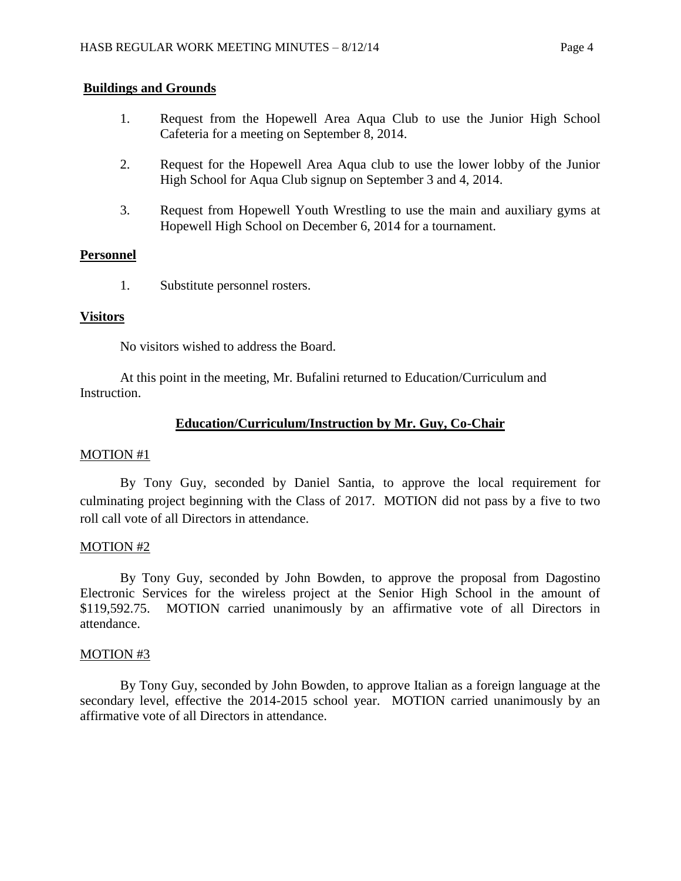**Buildings and Grounds**

1. Request from the Hopewell Area Aqua Club to use the Junior High School Cafeteria for a meeting on September 8, 2014.

2. Request for the Hopewell Area Aqua club to use the lower lobby of the Junior High School for Aqua Club signup on September 3 and 4, 2014.

3. Request from Hopewell Youth Wrestling to use the main and auxiliary gyms at Hopewell High School on December 6, 2014 for a tournament.

**Personnel**

1. Substitute personnel rosters.

**Visitors**

No visitors wished to address the Board.

At this point in the meeting, Mr. Bufalini returned to Education/Curriculum and Instruction.

## Education/Curriculum/Instruction by Mr. Guy, Co-Chair

MOTION #1

By Tony Guy, seconded by Daniel Santia, to approve the local requirement for culminating project beginning with the Class of 2017. MOTION did not pass by a five to two roll call vote of all Directors in attendance.

MOTION #2

By Tony Guy, seconded by John Bowden, to approve the proposal from Dagostino Electronic Services for the wireless project at the Senior High School in the amount of $119,592.75. MOTION carried unanimously by an affirmative vote of all Directors in attendance.

MOTION #3

By Tony Guy, seconded by John Bowden, to approve Italian as a foreign language at the secondary level, effective the 2014-2015 school year. MOTION carried unanimously by an affirmative vote of all Directors in attendance.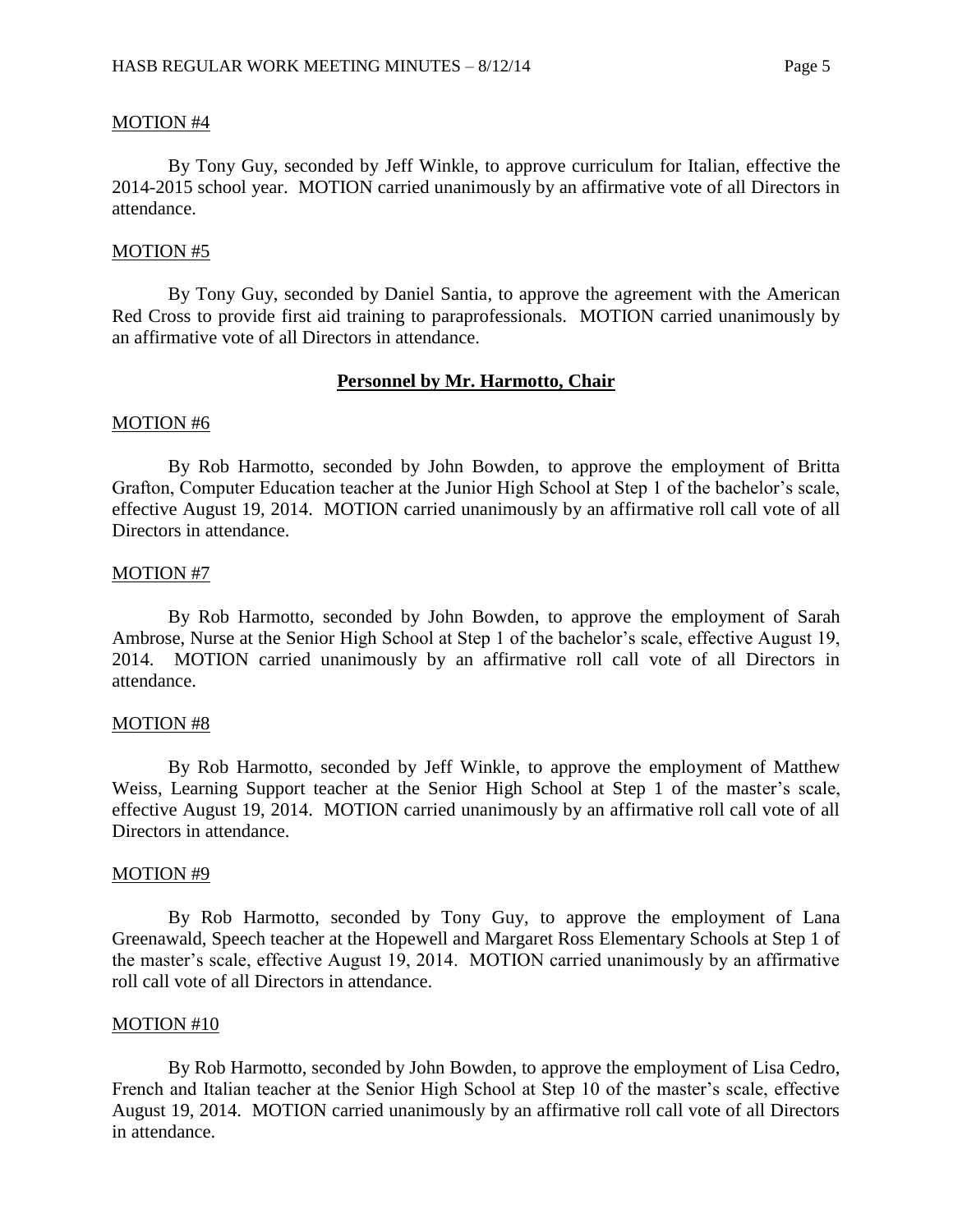MOTION #4

By Tony Guy, seconded by Jeff Winkle, to approve curriculum for Italian, effective the 2014-2015 school year. MOTION carried unanimously by an affirmative vote of all Directors in attendance.

MOTION #5

By Tony Guy, seconded by Daniel Santia, to approve the agreement with the American Red Cross to provide first aid training to paraprofessionals. MOTION carried unanimously by an affirmative vote of all Directors in attendance.

## Personnel by Mr. Harmotto, Chair

MOTION #6

By Rob Harmotto, seconded by John Bowden, to approve the employment of Britta Grafton, Computer Education teacher at the Junior High School at Step 1 of the bachelor's scale, effective August 19, 2014. MOTION carried unanimously by an affirmative roll call vote of all Directors in attendance.

MOTION #7

By Rob Harmotto, seconded by John Bowden, to approve the employment of Sarah Ambrose, Nurse at the Senior High School at Step 1 of the bachelor's scale, effective August 19, 2014. MOTION carried unanimously by an affirmative roll call vote of all Directors in attendance.

MOTION #8

By Rob Harmotto, seconded by Jeff Winkle, to approve the employment of Matthew Weiss, Learning Support teacher at the Senior High School at Step 1 of the master's scale, effective August 19, 2014. MOTION carried unanimously by an affirmative roll call vote of all Directors in attendance.

MOTION #9

By Rob Harmotto, seconded by Tony Guy, to approve the employment of Lana Greenawald, Speech teacher at the Hopewell and Margaret Ross Elementary Schools at Step 1 of the master's scale, effective August 19, 2014. MOTION carried unanimously by an affirmative roll call vote of all Directors in attendance.

MOTION #10

By Rob Harmotto, seconded by John Bowden, to approve the employment of Lisa Cedro, French and Italian teacher at the Senior High School at Step 10 of the master's scale, effective August 19, 2014. MOTION carried unanimously by an affirmative roll call vote of all Directors in attendance.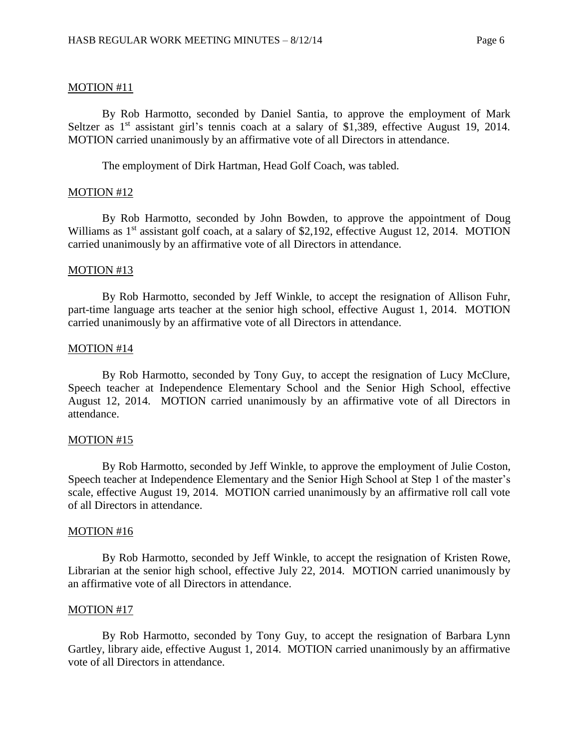MOTION #11

By Rob Harmotto, seconded by Daniel Santia, to approve the employment of Mark Seltzer as 1st assistant girl's tennis coach at a salary of $1,389, effective August 19, 2014. MOTION carried unanimously by an affirmative vote of all Directors in attendance.

The employment of Dirk Hartman, Head Golf Coach, was tabled.

MOTION #12

By Rob Harmotto, seconded by John Bowden, to approve the appointment of Doug Williams as 1st assistant golf coach, at a salary of $2,192, effective August 12, 2014. MOTION carried unanimously by an affirmative vote of all Directors in attendance.

MOTION #13

By Rob Harmotto, seconded by Jeff Winkle, to accept the resignation of Allison Fuhr, part-time language arts teacher at the senior high school, effective August 1, 2014. MOTION carried unanimously by an affirmative vote of all Directors in attendance.

MOTION #14

By Rob Harmotto, seconded by Tony Guy, to accept the resignation of Lucy McClure, Speech teacher at Independence Elementary School and the Senior High School, effective August 12, 2014. MOTION carried unanimously by an affirmative vote of all Directors in attendance.

MOTION #15

By Rob Harmotto, seconded by Jeff Winkle, to approve the employment of Julie Coston, Speech teacher at Independence Elementary and the Senior High School at Step 1 of the master's scale, effective August 19, 2014. MOTION carried unanimously by an affirmative roll call vote of all Directors in attendance.

MOTION #16

By Rob Harmotto, seconded by Jeff Winkle, to accept the resignation of Kristen Rowe, Librarian at the senior high school, effective July 22, 2014. MOTION carried unanimously by an affirmative vote of all Directors in attendance.

MOTION #17

By Rob Harmotto, seconded by Tony Guy, to accept the resignation of Barbara Lynn Gartley, library aide, effective August 1, 2014. MOTION carried unanimously by an affirmative vote of all Directors in attendance.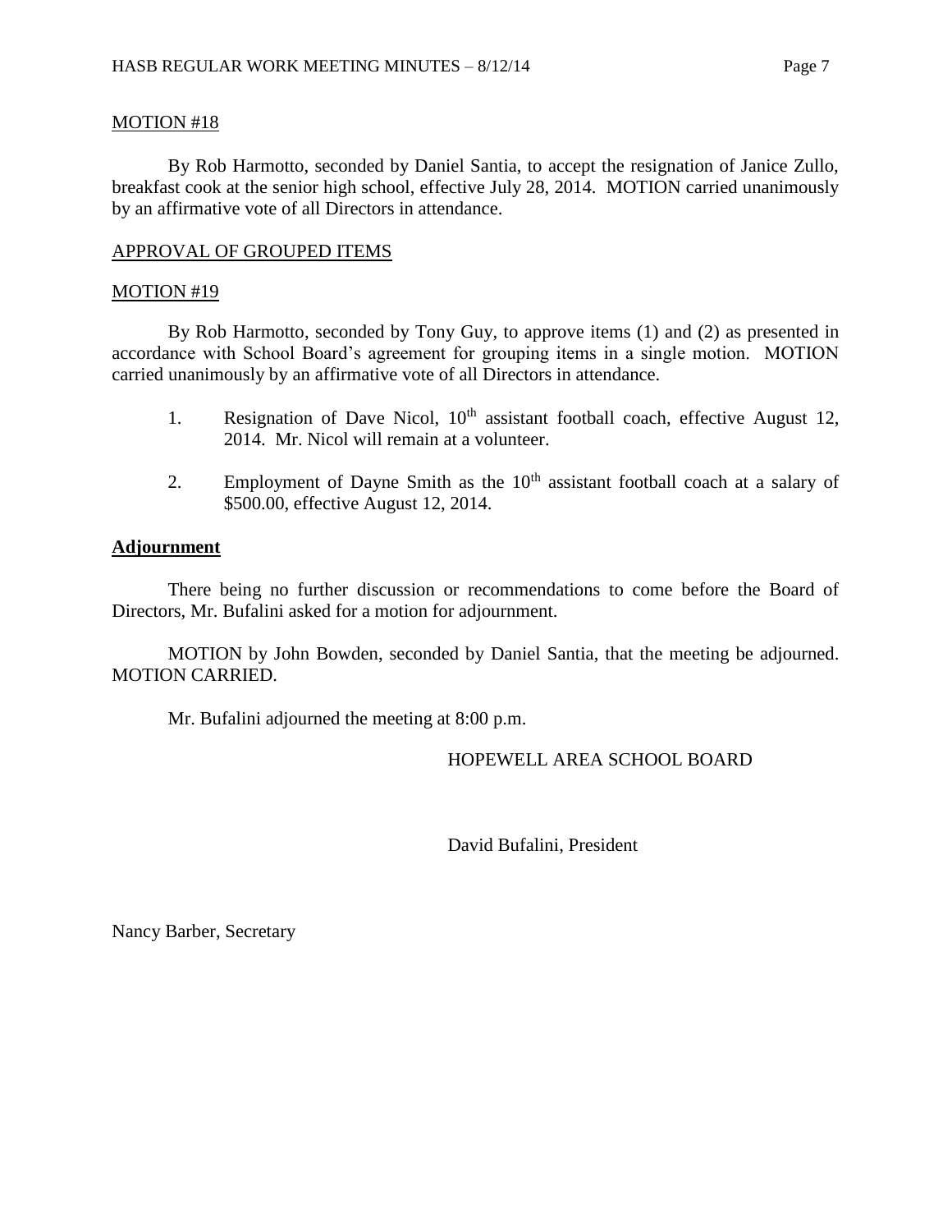MOTION #18

By Rob Harmotto, seconded by Daniel Santia, to accept the resignation of Janice Zullo, breakfast cook at the senior high school, effective July 28, 2014. MOTION carried unanimously by an affirmative vote of all Directors in attendance.

APPROVAL OF GROUPED ITEMS

MOTION #19

By Rob Harmotto, seconded by Tony Guy, to approve items (1) and (2) as presented in accordance with School Board's agreement for grouping items in a single motion. MOTION carried unanimously by an affirmative vote of all Directors in attendance.

1. Resignation of Dave Nicol, 10th assistant football coach, effective August 12, 2014. Mr. Nicol will remain at a volunteer.

2. Employment of Dayne Smith as the 10th assistant football coach at a salary of $500.00, effective August 12, 2014.

**Adjournment**

There being no further discussion or recommendations to come before the Board of Directors, Mr. Bufalini asked for a motion for adjournment.

MOTION by John Bowden, seconded by Daniel Santia, that the meeting be adjourned. MOTION CARRIED.

Mr. Bufalini adjourned the meeting at 8:00 p.m.

HOPEWELL AREA SCHOOL BOARD

David Bufalini, President

Nancy Barber, Secretary